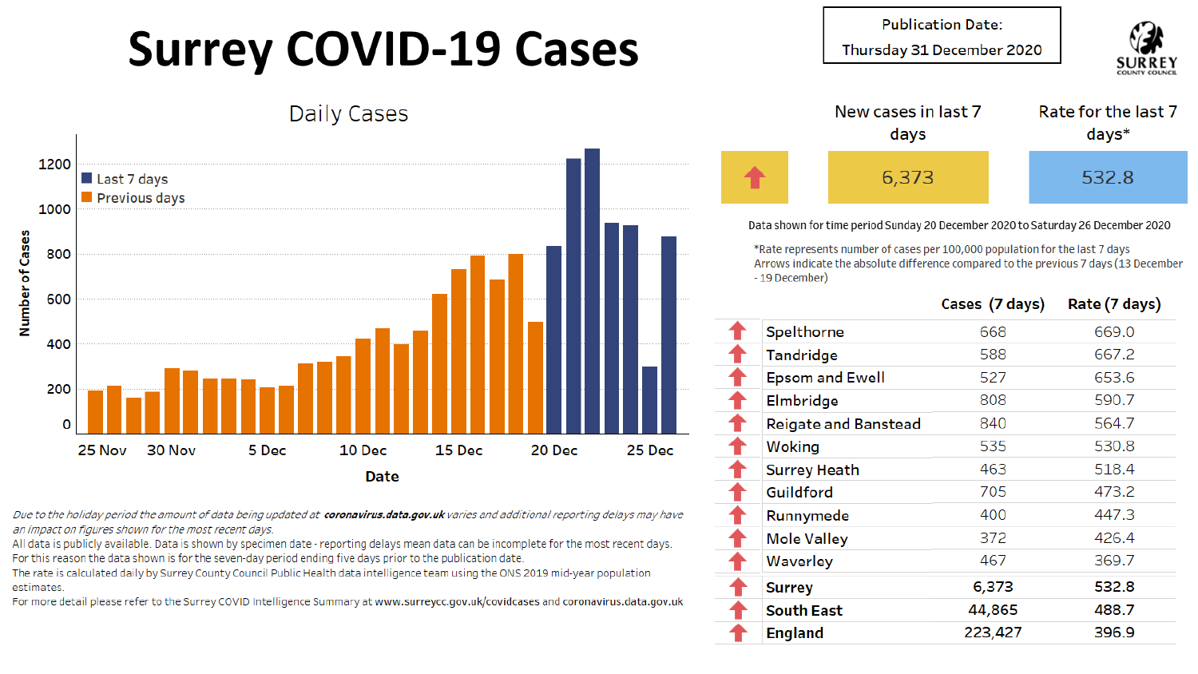# Surrey COVID-19 Cases

Publication Date: Thursday 31 December 2020

SURREY COUNTY COUNCIL

## Daily Cases

Last 7 days
Previous days

Number of Cases

Date

| New cases in last 7 days | Rate for the last 7 days* |
|---|---|
| 6,373 | 532.8 |

Data shown for time period Sunday 20 December 2020 to Saturday 26 December 2020

*Rate represents number of cases per 100,000 population for the last 7 days
Arrows indicate the absolute difference compared to the previous 7 days (13 December - 19 December)

| | Cases (7 days) | Rate (7 days) |
|---|---|---|
| Spelthorne | 668 | 669.0 |
| Tandridge | 588 | 667.2 |
| Epsom and Ewell | 527 | 653.6 |
| Elmbridge | 808 | 590.7 |
| Reigate and Banstead | 840 | 564.7 |
| Woking | 535 | 530.8 |
| Surrey Heath | 463 | 518.4 |
| Guildford | 705 | 473.2 |
| Runnymede | 400 | 447.3 |
| Mole Valley | 372 | 426.4 |
| Waverley | 467 | 369.7 |
| **Surrey** | 6,373 | 532.8 |
| **South East** | 44,865 | 488.7 |
| **England** | 223,427 | 396.9 |

*Due to the holiday period the amount of data being updated at **coronavirus.data.gov.uk** varies and additional reporting delays may have an impact on figures shown for the most recent days.*

All data is publicly available. Data is shown by specimen date - reporting delays mean data can be incomplete for the most recent days. For this reason the data shown is for the seven-day period ending five days prior to the publication date.

The rate is calculated daily by Surrey County Council Public Health data intelligence team using the ONS 2019 mid-year population estimates.

For more detail please refer to the Surrey COVID Intelligence Summary at www.surreycc.gov.uk/covidcases and coronavirus.data.gov.uk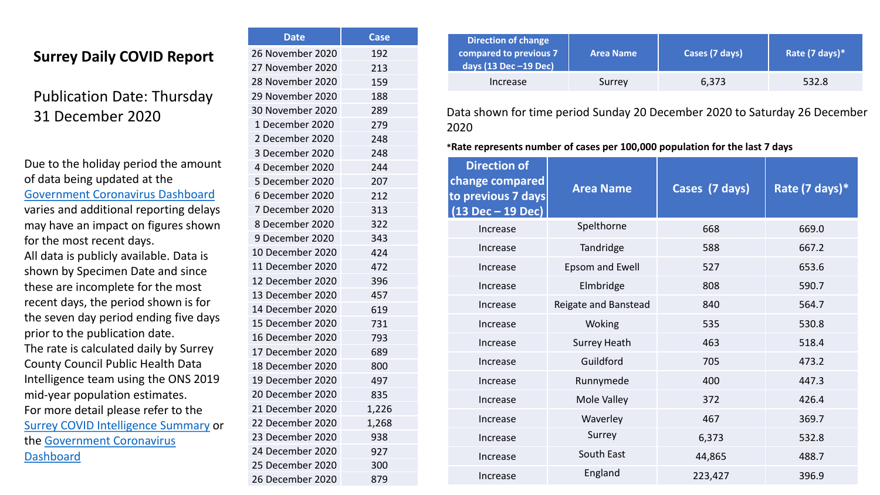# Surrey Daily COVID Report

## Publication Date: Thursday 31 December 2020

Due to the holiday period the amount of data being updated at the Government Coronavirus Dashboard varies and additional reporting delays may have an impact on figures shown for the most recent days.

All data is publicly available. Data is shown by Specimen Date and since these are incomplete for the most recent days, the period shown is for the seven day period ending five days prior to the publication date.

The rate is calculated daily by Surrey County Council Public Health Data Intelligence team using the ONS 2019 mid-year population estimates.

For more detail please refer to the Surrey COVID Intelligence Summary or the Government Coronavirus Dashboard

| Date | Case |
|---|---|
| 26 November 2020 | 192 |
| 27 November 2020 | 213 |
| 28 November 2020 | 159 |
| 29 November 2020 | 188 |
| 30 November 2020 | 289 |
| 1 December 2020 | 279 |
| 2 December 2020 | 248 |
| 3 December 2020 | 248 |
| 4 December 2020 | 244 |
| 5 December 2020 | 207 |
| 6 December 2020 | 212 |
| 7 December 2020 | 313 |
| 8 December 2020 | 322 |
| 9 December 2020 | 343 |
| 10 December 2020 | 424 |
| 11 December 2020 | 472 |
| 12 December 2020 | 396 |
| 13 December 2020 | 457 |
| 14 December 2020 | 619 |
| 15 December 2020 | 731 |
| 16 December 2020 | 793 |
| 17 December 2020 | 689 |
| 18 December 2020 | 800 |
| 19 December 2020 | 497 |
| 20 December 2020 | 835 |
| 21 December 2020 | 1,226 |
| 22 December 2020 | 1,268 |
| 23 December 2020 | 938 |
| 24 December 2020 | 927 |
| 25 December 2020 | 300 |
| 26 December 2020 | 879 |

| Direction of change compared to previous 7 days (13 Dec –19 Dec) | Area Name | Cases (7 days) | Rate (7 days)* |
|---|---|---|---|
| Increase | Surrey | 6,373 | 532.8 |

Data shown for time period Sunday 20 December 2020 to Saturday 26 December 2020

**\*Rate represents number of cases per 100,000 population for the last 7 days**

| Direction of change compared to previous 7 days (13 Dec – 19 Dec) | Area Name | Cases (7 days) | Rate (7 days)* |
|---|---|---|---|
| Increase | Spelthorne | 668 | 669.0 |
| Increase | Tandridge | 588 | 667.2 |
| Increase | Epsom and Ewell | 527 | 653.6 |
| Increase | Elmbridge | 808 | 590.7 |
| Increase | Reigate and Banstead | 840 | 564.7 |
| Increase | Woking | 535 | 530.8 |
| Increase | Surrey Heath | 463 | 518.4 |
| Increase | Guildford | 705 | 473.2 |
| Increase | Runnymede | 400 | 447.3 |
| Increase | Mole Valley | 372 | 426.4 |
| Increase | Waverley | 467 | 369.7 |
| Increase | Surrey | 6,373 | 532.8 |
| Increase | South East | 44,865 | 488.7 |
| Increase | England | 223,427 | 396.9 |